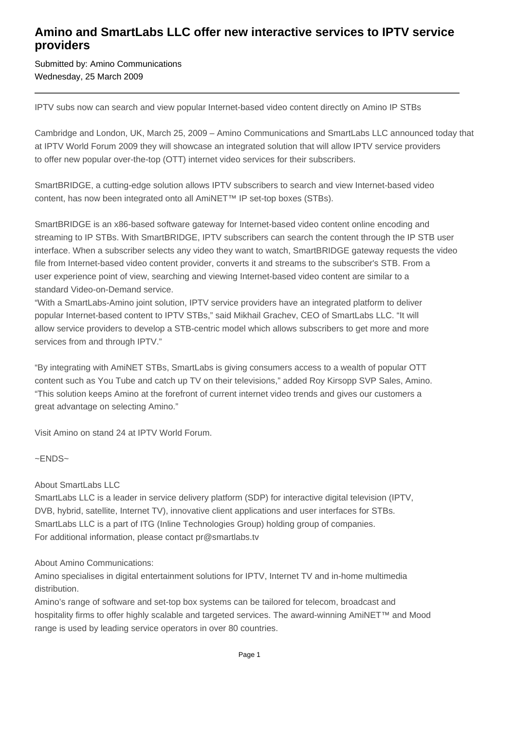# Amino and SmartLabs LLC offer new interactive services to IPTV service providers

Submitted by: Amino Communications
Wednesday, 25 March 2009

---

IPTV subs now can search and view popular Internet-based video content directly on Amino IP STBs

Cambridge and London, UK, March 25, 2009 – Amino Communications and SmartLabs LLC announced today that at IPTV World Forum 2009 they will showcase an integrated solution that will allow IPTV service providers to offer new popular over-the-top (OTT) internet video services for their subscribers.

SmartBRIDGE, a cutting-edge solution allows IPTV subscribers to search and view Internet-based video content, has now been integrated onto all AmiNET™ IP set-top boxes (STBs).

SmartBRIDGE is an x86-based software gateway for Internet-based video content online encoding and streaming to IP STBs. With SmartBRIDGE, IPTV subscribers can search the content through the IP STB user interface. When a subscriber selects any video they want to watch, SmartBRIDGE gateway requests the video file from Internet-based video content provider, converts it and streams to the subscriber's STB. From a user experience point of view, searching and viewing Internet-based video content are similar to a standard Video-on-Demand service.

"With a SmartLabs-Amino joint solution, IPTV service providers have an integrated platform to deliver popular Internet-based content to IPTV STBs," said Mikhail Grachev, CEO of SmartLabs LLC. "It will allow service providers to develop a STB-centric model which allows subscribers to get more and more services from and through IPTV."

"By integrating with AmiNET STBs, SmartLabs is giving consumers access to a wealth of popular OTT content such as You Tube and catch up TV on their televisions," added Roy Kirsopp SVP Sales, Amino. "This solution keeps Amino at the forefront of current internet video trends and gives our customers a great advantage on selecting Amino."

Visit Amino on stand 24 at IPTV World Forum.

~ENDS~

About SmartLabs LLC
SmartLabs LLC is a leader in service delivery platform (SDP) for interactive digital television (IPTV, DVB, hybrid, satellite, Internet TV), innovative client applications and user interfaces for STBs. SmartLabs LLC is a part of ITG (Inline Technologies Group) holding group of companies.
For additional information, please contact pr@smartlabs.tv

About Amino Communications:
Amino specialises in digital entertainment solutions for IPTV, Internet TV and in-home multimedia distribution.
Amino's range of software and set-top box systems can be tailored for telecom, broadcast and hospitality firms to offer highly scalable and targeted services. The award-winning AmiNET™ and Mood range is used by leading service operators in over 80 countries.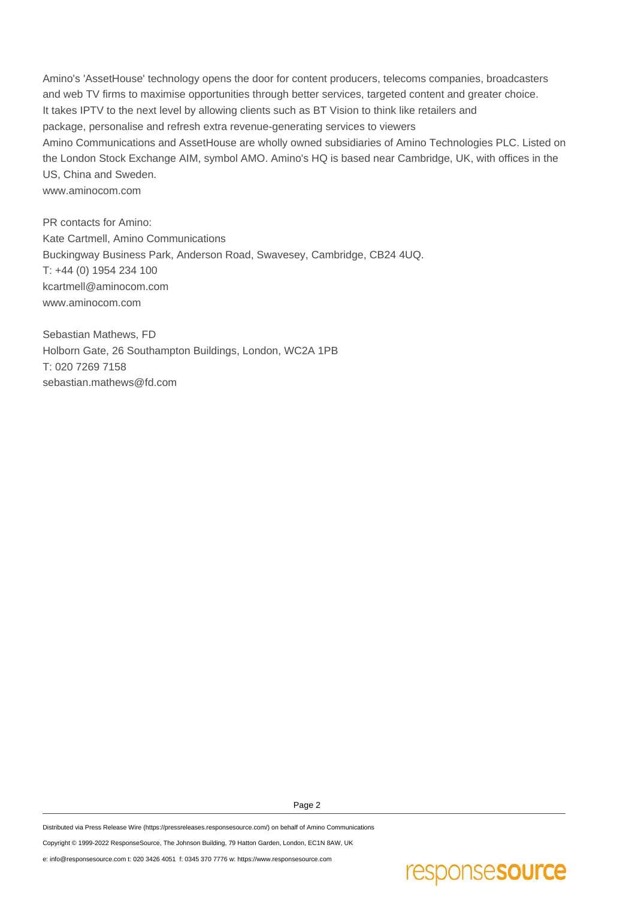Amino's 'AssetHouse' technology opens the door for content producers, telecoms companies, broadcasters and web TV firms to maximise opportunities through better services, targeted content and greater choice. It takes IPTV to the next level by allowing clients such as BT Vision to think like retailers and package, personalise and refresh extra revenue-generating services to viewers
Amino Communications and AssetHouse are wholly owned subsidiaries of Amino Technologies PLC. Listed on the London Stock Exchange AIM, symbol AMO. Amino's HQ is based near Cambridge, UK, with offices in the US, China and Sweden.
www.aminocom.com

PR contacts for Amino:
Kate Cartmell, Amino Communications
Buckingway Business Park, Anderson Road, Swavesey, Cambridge, CB24 4UQ.
T: +44 (0) 1954 234 100
kcartmell@aminocom.com
www.aminocom.com

Sebastian Mathews, FD
Holborn Gate, 26 Southampton Buildings, London, WC2A 1PB
T: 020 7269 7158
sebastian.mathews@fd.com